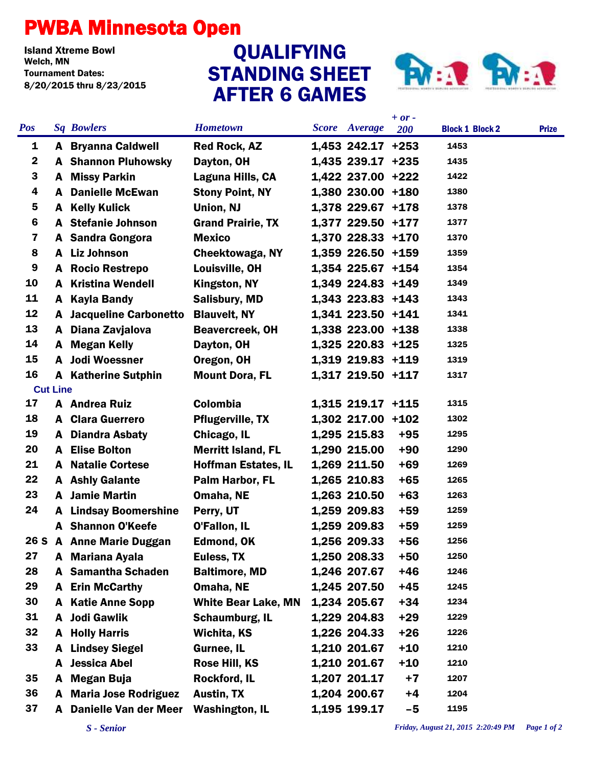# PWBA Minnesota Open

**Island Xtreme Bowl**
**Welch, MN**
**Tournament Dates:**
**8/20/2015 thru 8/23/2015**

## QUALIFYING STANDING SHEET AFTER 6 GAMES

| Pos | Sq | Bowlers | Hometown | Score | Average | + or - 200 | Block 1 | Block 2 | Prize |
|---|---|---|---|---|---|---|---|---|---|
| 1 | A | Bryanna Caldwell | Red Rock, AZ | 1,453 | 242.17 | +253 | 1453 | | |
| 2 | A | Shannon Pluhowsky | Dayton, OH | 1,435 | 239.17 | +235 | 1435 | | |
| 3 | A | Missy Parkin | Laguna Hills, CA | 1,422 | 237.00 | +222 | 1422 | | |
| 4 | A | Danielle McEwan | Stony Point, NY | 1,380 | 230.00 | +180 | 1380 | | |
| 5 | A | Kelly Kulick | Union, NJ | 1,378 | 229.67 | +178 | 1378 | | |
| 6 | A | Stefanie Johnson | Grand Prairie, TX | 1,377 | 229.50 | +177 | 1377 | | |
| 7 | A | Sandra Gongora | Mexico | 1,370 | 228.33 | +170 | 1370 | | |
| 8 | A | Liz Johnson | Cheektowaga, NY | 1,359 | 226.50 | +159 | 1359 | | |
| 9 | A | Rocio Restrepo | Louisville, OH | 1,354 | 225.67 | +154 | 1354 | | |
| 10 | A | Kristina Wendell | Kingston, NY | 1,349 | 224.83 | +149 | 1349 | | |
| 11 | A | Kayla Bandy | Salisbury, MD | 1,343 | 223.83 | +143 | 1343 | | |
| 12 | A | Jacqueline Carbonetto | Blauvelt, NY | 1,341 | 223.50 | +141 | 1341 | | |
| 13 | A | Diana Zavjalova | Beavercreek, OH | 1,338 | 223.00 | +138 | 1338 | | |
| 14 | A | Megan Kelly | Dayton, OH | 1,325 | 220.83 | +125 | 1325 | | |
| 15 | A | Jodi Woessner | Oregon, OH | 1,319 | 219.83 | +119 | 1319 | | |
| 16 | A | Katherine Sutphin | Mount Dora, FL | 1,317 | 219.50 | +117 | 1317 | | |
| **Cut Line** | | | | | | | | | |
| 17 | A | Andrea Ruiz | Colombia | 1,315 | 219.17 | +115 | 1315 | | |
| 18 | A | Clara Guerrero | Pflugerville, TX | 1,302 | 217.00 | +102 | 1302 | | |
| 19 | A | Diandra Asbaty | Chicago, IL | 1,295 | 215.83 | +95 | 1295 | | |
| 20 | A | Elise Bolton | Merritt Island, FL | 1,290 | 215.00 | +90 | 1290 | | |
| 21 | A | Natalie Cortese | Hoffman Estates, IL | 1,269 | 211.50 | +69 | 1269 | | |
| 22 | A | Ashly Galante | Palm Harbor, FL | 1,265 | 210.83 | +65 | 1265 | | |
| 23 | A | Jamie Martin | Omaha, NE | 1,263 | 210.50 | +63 | 1263 | | |
| 24 | A | Lindsay Boomershine | Perry, UT | 1,259 | 209.83 | +59 | 1259 | | |
| | A | Shannon O'Keefe | O'Fallon, IL | 1,259 | 209.83 | +59 | 1259 | | |
| 26 S | A | Anne Marie Duggan | Edmond, OK | 1,256 | 209.33 | +56 | 1256 | | |
| 27 | A | Mariana Ayala | Euless, TX | 1,250 | 208.33 | +50 | 1250 | | |
| 28 | A | Samantha Schaden | Baltimore, MD | 1,246 | 207.67 | +46 | 1246 | | |
| 29 | A | Erin McCarthy | Omaha, NE | 1,245 | 207.50 | +45 | 1245 | | |
| 30 | A | Katie Anne Sopp | White Bear Lake, MN | 1,234 | 205.67 | +34 | 1234 | | |
| 31 | A | Jodi Gawlik | Schaumburg, IL | 1,229 | 204.83 | +29 | 1229 | | |
| 32 | A | Holly Harris | Wichita, KS | 1,226 | 204.33 | +26 | 1226 | | |
| 33 | A | Lindsey Siegel | Gurnee, IL | 1,210 | 201.67 | +10 | 1210 | | |
| | A | Jessica Abel | Rose Hill, KS | 1,210 | 201.67 | +10 | 1210 | | |
| 35 | A | Megan Buja | Rockford, IL | 1,207 | 201.17 | +7 | 1207 | | |
| 36 | A | Maria Jose Rodriguez | Austin, TX | 1,204 | 200.67 | +4 | 1204 | | |
| 37 | A | Danielle Van der Meer | Washington, IL | 1,195 | 199.17 | -5 | 1195 | | |

*S - Senior*

*Friday, August 21, 2015 2:20:49 PM*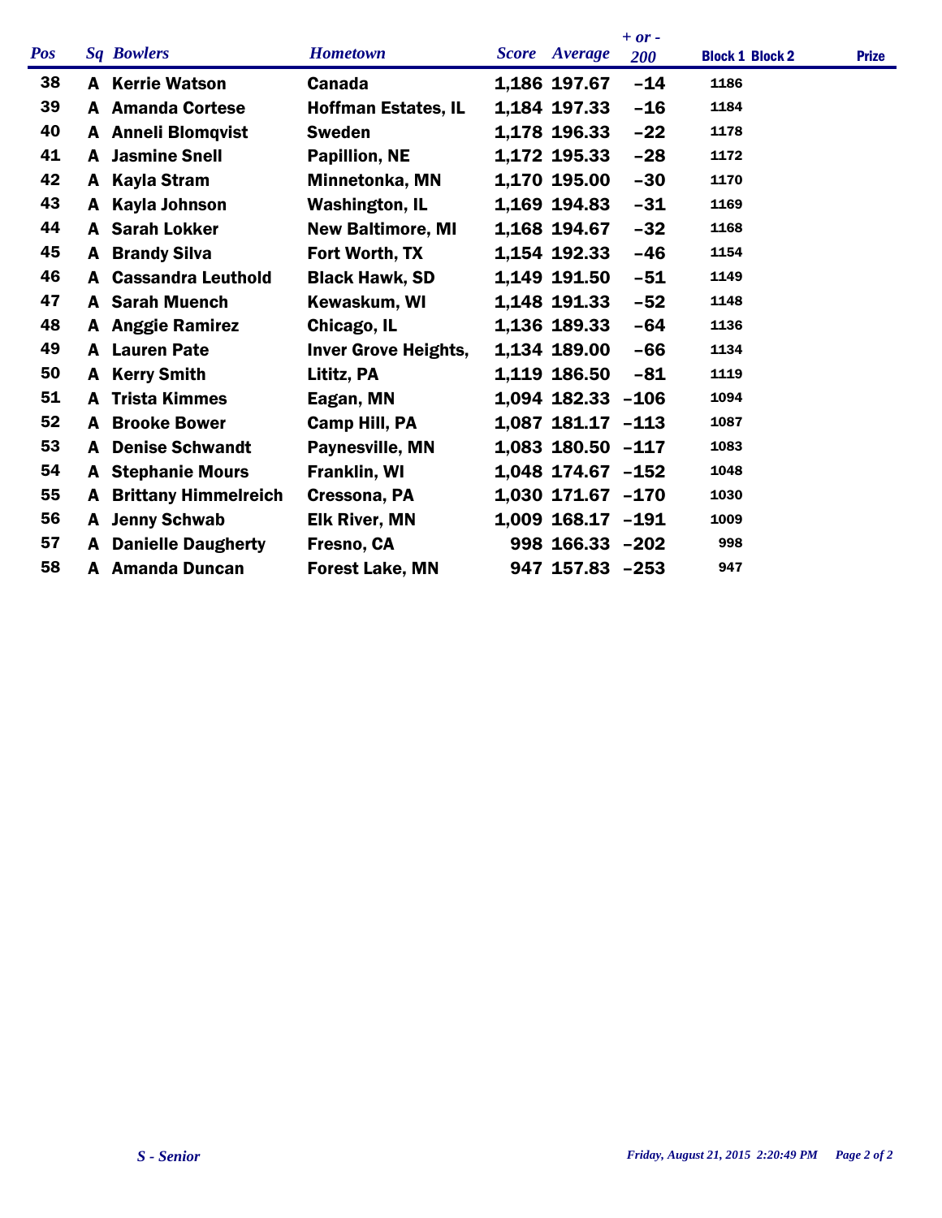| Pos | Sq | Bowlers | Hometown | Score | Average | + or - 200 | Block 1 | Block 2 | Prize |
|---|---|---|---|---|---|---|---|---|---|
| 38 | A | Kerrie Watson | Canada | 1,186 | 197.67 | -14 | 1186 | | |
| 39 | A | Amanda Cortese | Hoffman Estates, IL | 1,184 | 197.33 | -16 | 1184 | | |
| 40 | A | Anneli Blomqvist | Sweden | 1,178 | 196.33 | -22 | 1178 | | |
| 41 | A | Jasmine Snell | Papillion, NE | 1,172 | 195.33 | -28 | 1172 | | |
| 42 | A | Kayla Stram | Minnetonka, MN | 1,170 | 195.00 | -30 | 1170 | | |
| 43 | A | Kayla Johnson | Washington, IL | 1,169 | 194.83 | -31 | 1169 | | |
| 44 | A | Sarah Lokker | New Baltimore, MI | 1,168 | 194.67 | -32 | 1168 | | |
| 45 | A | Brandy Silva | Fort Worth, TX | 1,154 | 192.33 | -46 | 1154 | | |
| 46 | A | Cassandra Leuthold | Black Hawk, SD | 1,149 | 191.50 | -51 | 1149 | | |
| 47 | A | Sarah Muench | Kewaskum, WI | 1,148 | 191.33 | -52 | 1148 | | |
| 48 | A | Anggie Ramirez | Chicago, IL | 1,136 | 189.33 | -64 | 1136 | | |
| 49 | A | Lauren Pate | Inver Grove Heights, | 1,134 | 189.00 | -66 | 1134 | | |
| 50 | A | Kerry Smith | Lititz, PA | 1,119 | 186.50 | -81 | 1119 | | |
| 51 | A | Trista Kimmes | Eagan, MN | 1,094 | 182.33 | -106 | 1094 | | |
| 52 | A | Brooke Bower | Camp Hill, PA | 1,087 | 181.17 | -113 | 1087 | | |
| 53 | A | Denise Schwandt | Paynesville, MN | 1,083 | 180.50 | -117 | 1083 | | |
| 54 | A | Stephanie Mours | Franklin, WI | 1,048 | 174.67 | -152 | 1048 | | |
| 55 | A | Brittany Himmelreich | Cressona, PA | 1,030 | 171.67 | -170 | 1030 | | |
| 56 | A | Jenny Schwab | Elk River, MN | 1,009 | 168.17 | -191 | 1009 | | |
| 57 | A | Danielle Daugherty | Fresno, CA | 998 | 166.33 | -202 | 998 | | |
| 58 | A | Amanda Duncan | Forest Lake, MN | 947 | 157.83 | -253 | 947 | | |

*S - Senior*

*Friday, August 21, 2015 2:20:49 PM*